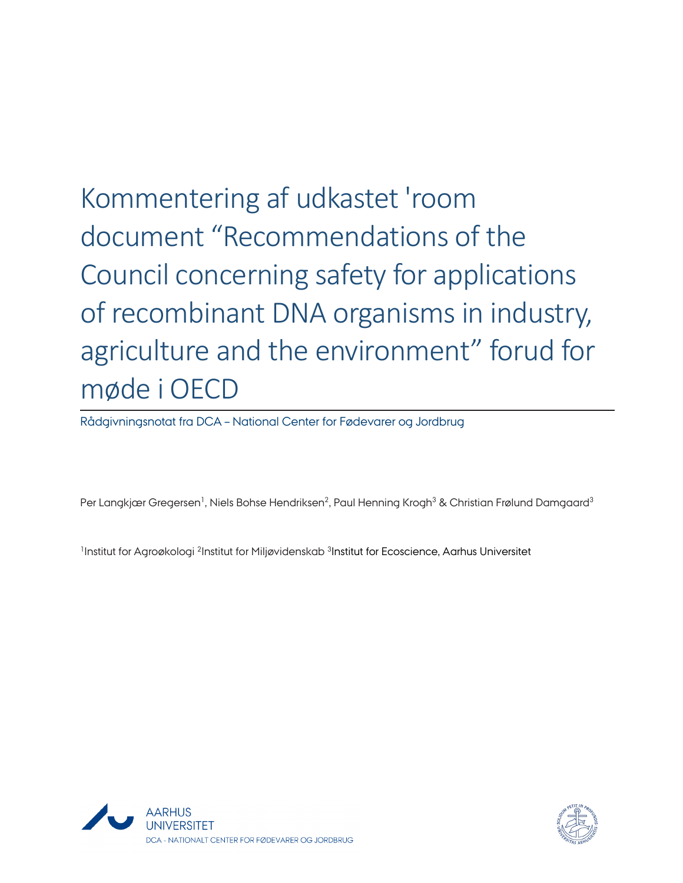# Kommentering af udkastet 'room document "Recommendations of the Council concerning safety for applications of recombinant DNA organisms in industry, agriculture and the environment" forud for møde i OECD

Rådgivningsnotat fra DCA – National Center for Fødevarer og Jordbrug

Per Langkjær Gregersen[1], Niels Bohse Hendriksen[2], Paul Henning Krogh[3] & Christian Frølund Damgaard[3]

[1]Institut for Agroøkologi [2]Institut for Miljøvidenskab [3]Institut for Ecoscience, Aarhus Universitet

AARHUS UNIVERSITET
DCA - NATIONALT CENTER FOR FØDEVARER OG JORDBRUG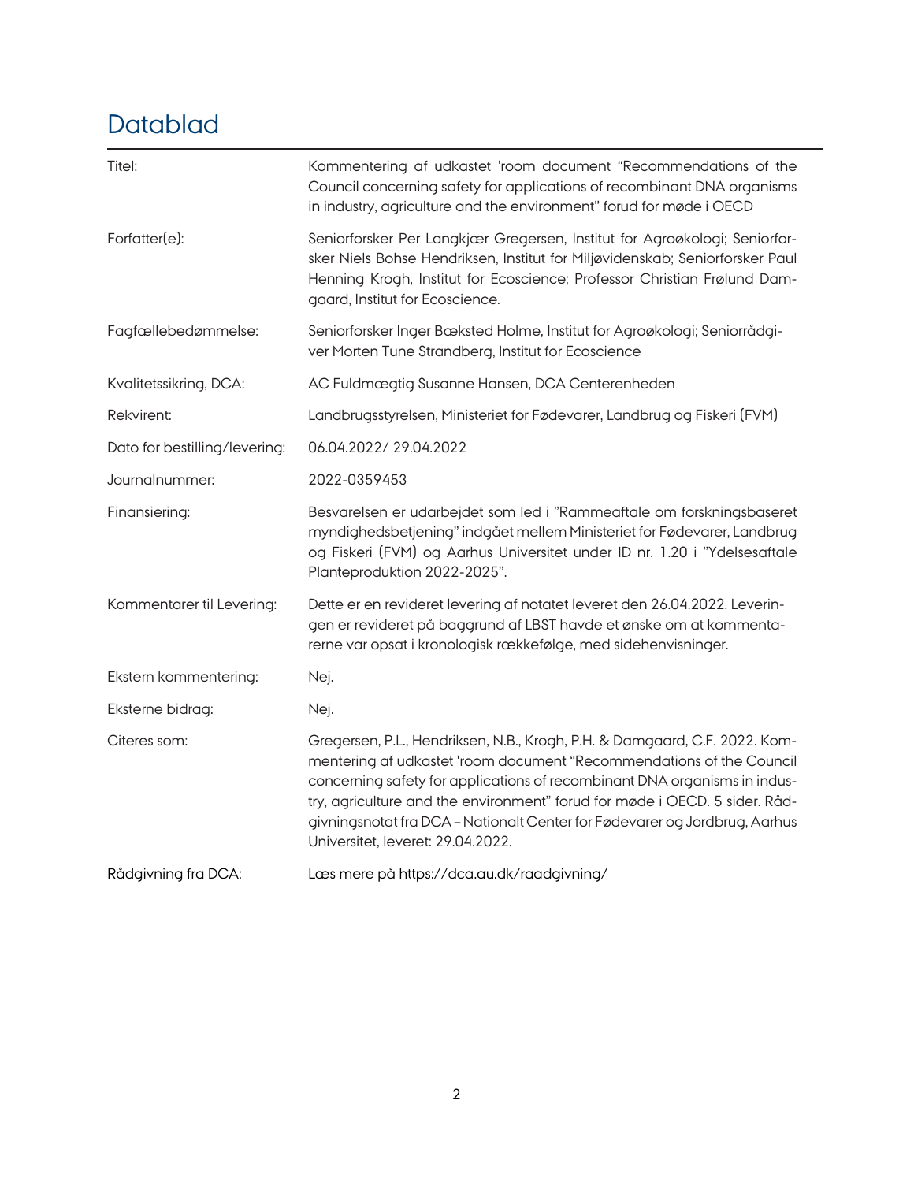# Datablad

| | |
|---|---|
| Titel: | Kommentering af udkastet 'room document "Recommendations of the Council concerning safety for applications of recombinant DNA organisms in industry, agriculture and the environment" forud for møde i OECD |
| Forfatter(e): | Seniorforsker Per Langkjær Gregersen, Institut for Agroøkologi; Seniorforsker Niels Bohse Hendriksen, Institut for Miljøvidenskab; Seniorforsker Paul Henning Krogh, Institut for Ecoscience; Professor Christian Frølund Damgaard, Institut for Ecoscience. |
| Fagfællebedømmelse: | Seniorforsker Inger Bæksted Holme, Institut for Agroøkologi; Seniorrådgiver Morten Tune Strandberg, Institut for Ecoscience |
| Kvalitetssikring, DCA: | AC Fuldmægtig Susanne Hansen, DCA Centerenheden |
| Rekvirent: | Landbrugsstyrelsen, Ministeriet for Fødevarer, Landbrug og Fiskeri (FVM) |
| Dato for bestilling/levering: | 06.04.2022/ 29.04.2022 |
| Journalnummer: | 2022-0359453 |
| Finansiering: | Besvarelsen er udarbejdet som led i "Rammeaftale om forskningsbaseret myndighedsbetjening" indgået mellem Ministeriet for Fødevarer, Landbrug og Fiskeri (FVM) og Aarhus Universitet under ID nr. 1.20 i "Ydelsesaftale Planteproduktion 2022-2025". |
| Kommentarer til Levering: | Dette er en revideret levering af notatet leveret den 26.04.2022. Leveringen er revideret på baggrund af LBST havde et ønske om at kommentarerne var opsat i kronologisk rækkefølge, med sidehenvisninger. |
| Ekstern kommentering: | Nej. |
| Eksterne bidrag: | Nej. |
| Citeres som: | Gregersen, P.L., Hendriksen, N.B., Krogh, P.H. & Damgaard, C.F. 2022. Kommentering af udkastet 'room document "Recommendations of the Council concerning safety for applications of recombinant DNA organisms in industry, agriculture and the environment" forud for møde i OECD. 5 sider. Rådgivningsnotat fra DCA – Nationalt Center for Fødevarer og Jordbrug, Aarhus Universitet, leveret: 29.04.2022. |
| Rådgivning fra DCA: | Læs mere på https://dca.au.dk/raadgivning/ |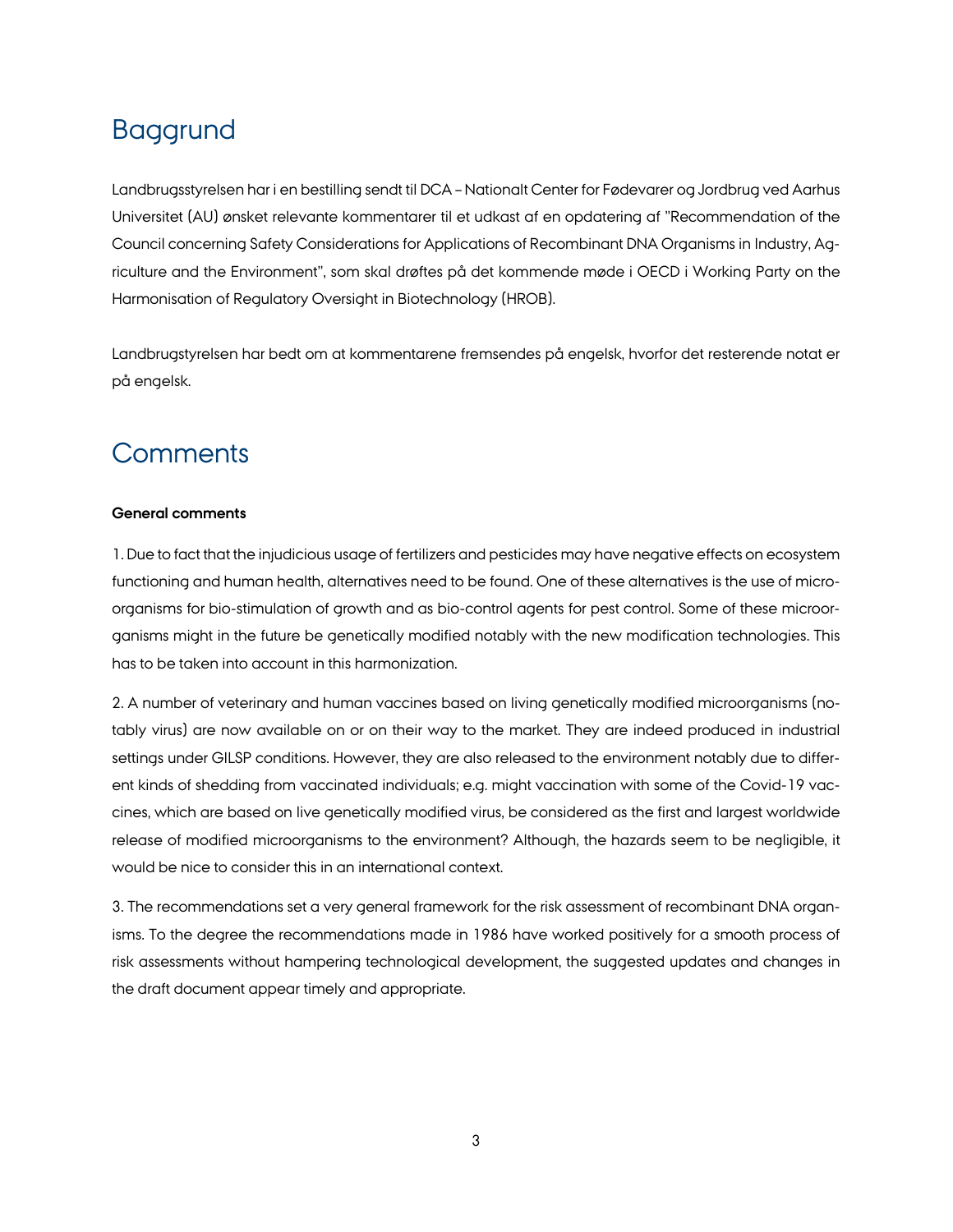# Baggrund

Landbrugsstyrelsen har i en bestilling sendt til DCA – Nationalt Center for Fødevarer og Jordbrug ved Aarhus Universitet (AU) ønsket relevante kommentarer til et udkast af en opdatering af "Recommendation of the Council concerning Safety Considerations for Applications of Recombinant DNA Organisms in Industry, Agriculture and the Environment", som skal drøftes på det kommende møde i OECD i Working Party on the Harmonisation of Regulatory Oversight in Biotechnology (HROB).

Landbrugstyrelsen har bedt om at kommentarene fremsendes på engelsk, hvorfor det resterende notat er på engelsk.

# Comments

**General comments**

1. Due to fact that the injudicious usage of fertilizers and pesticides may have negative effects on ecosystem functioning and human health, alternatives need to be found. One of these alternatives is the use of microorganisms for bio-stimulation of growth and as bio-control agents for pest control. Some of these microorganisms might in the future be genetically modified notably with the new modification technologies. This has to be taken into account in this harmonization.

2. A number of veterinary and human vaccines based on living genetically modified microorganisms (notably virus) are now available on or on their way to the market. They are indeed produced in industrial settings under GILSP conditions. However, they are also released to the environment notably due to different kinds of shedding from vaccinated individuals; e.g. might vaccination with some of the Covid-19 vaccines, which are based on live genetically modified virus, be considered as the first and largest worldwide release of modified microorganisms to the environment? Although, the hazards seem to be negligible, it would be nice to consider this in an international context.

3. The recommendations set a very general framework for the risk assessment of recombinant DNA organisms. To the degree the recommendations made in 1986 have worked positively for a smooth process of risk assessments without hampering technological development, the suggested updates and changes in the draft document appear timely and appropriate.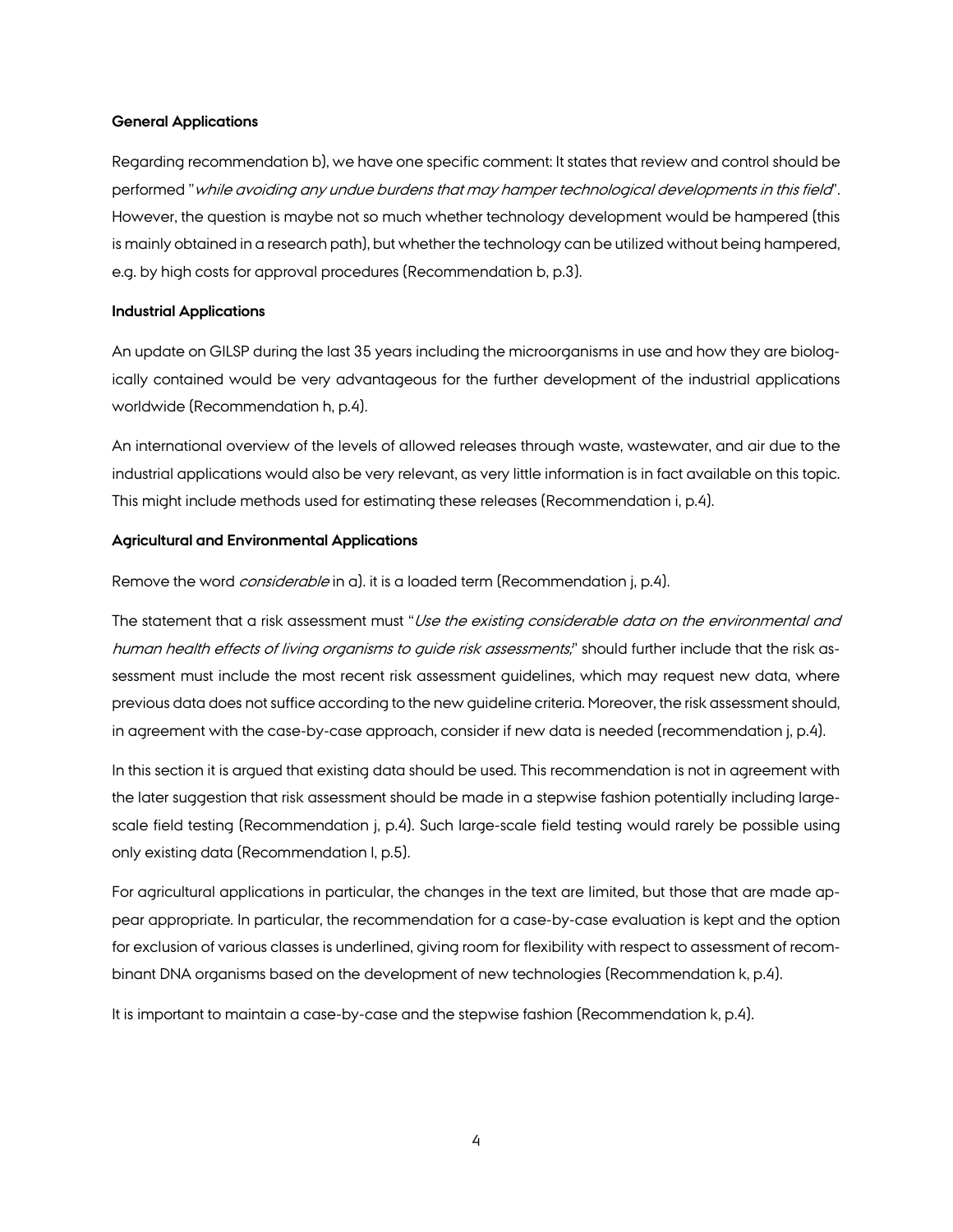**General Applications**

Regarding recommendation b), we have one specific comment: It states that review and control should be performed "*while avoiding any undue burdens that may hamper technological developments in this field*". However, the question is maybe not so much whether technology development would be hampered (this is mainly obtained in a research path), but whether the technology can be utilized without being hampered, e.g. by high costs for approval procedures (Recommendation b, p.3).

**Industrial Applications**

An update on GILSP during the last 35 years including the microorganisms in use and how they are biologically contained would be very advantageous for the further development of the industrial applications worldwide (Recommendation h, p.4).

An international overview of the levels of allowed releases through waste, wastewater, and air due to the industrial applications would also be very relevant, as very little information is in fact available on this topic. This might include methods used for estimating these releases (Recommendation i, p.4).

**Agricultural and Environmental Applications**

Remove the word *considerable* in a). it is a loaded term (Recommendation j, p.4).

The statement that a risk assessment must "*Use the existing considerable data on the environmental and human health effects of living organisms to guide risk assessments;*" should further include that the risk assessment must include the most recent risk assessment guidelines, which may request new data, where previous data does not suffice according to the new guideline criteria. Moreover, the risk assessment should, in agreement with the case-by-case approach, consider if new data is needed (recommendation j, p.4).

In this section it is argued that existing data should be used. This recommendation is not in agreement with the later suggestion that risk assessment should be made in a stepwise fashion potentially including large-scale field testing (Recommendation j, p.4). Such large-scale field testing would rarely be possible using only existing data (Recommendation l, p.5).

For agricultural applications in particular, the changes in the text are limited, but those that are made appear appropriate. In particular, the recommendation for a case-by-case evaluation is kept and the option for exclusion of various classes is underlined, giving room for flexibility with respect to assessment of recombinant DNA organisms based on the development of new technologies (Recommendation k, p.4).

It is important to maintain a case-by-case and the stepwise fashion (Recommendation k, p.4).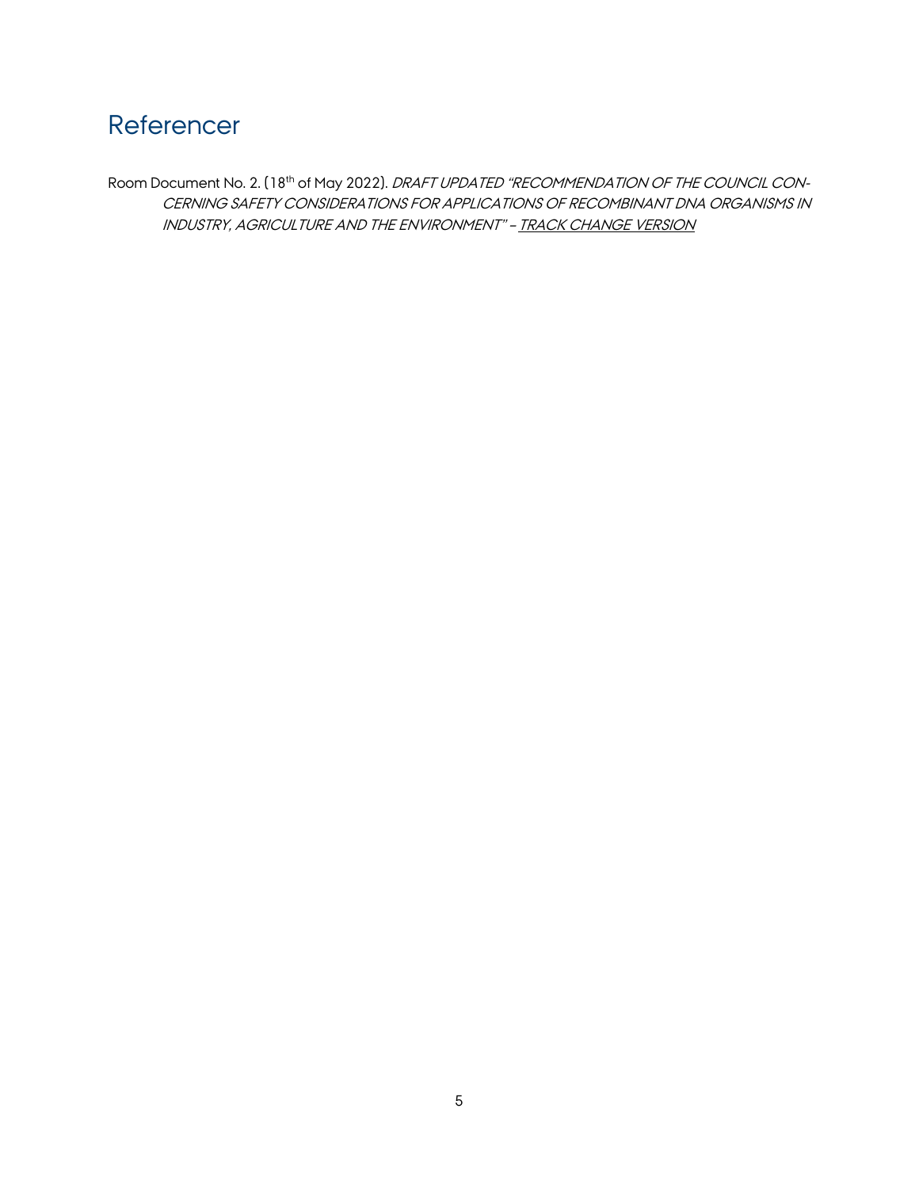# Referencer

Room Document No. 2. (18th of May 2022). *DRAFT UPDATED "RECOMMENDATION OF THE COUNCIL CONCERNING SAFETY CONSIDERATIONS FOR APPLICATIONS OF RECOMBINANT DNA ORGANISMS IN INDUSTRY, AGRICULTURE AND THE ENVIRONMENT" – TRACK CHANGE VERSION*